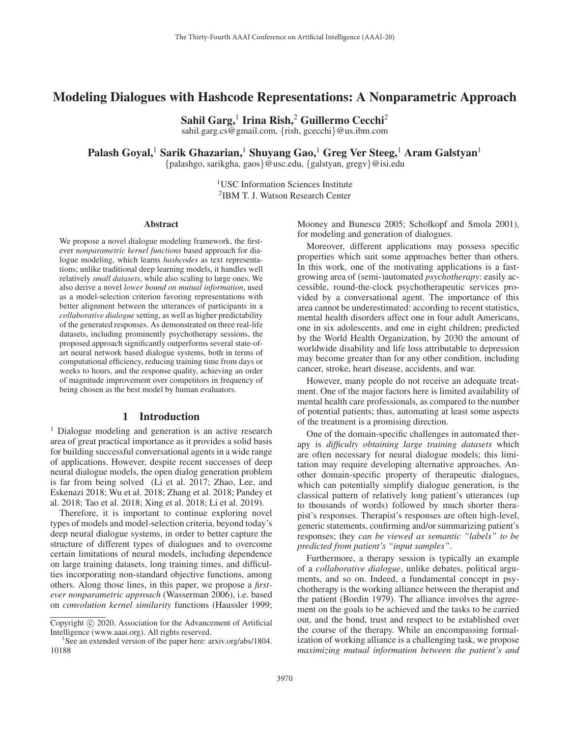# Modeling Dialogues with Hashcode Representations: A Nonparametric Approach

**Sahil Garg,[1] Irina Rish,[2] Guillermo Cecchi[2]**
sahil.garg.cs@gmail.com, {rish, gcecchi}@us.ibm.com

**Palash Goyal,[1] Sarik Ghazarian,[1] Shuyang Gao,[1] Greg Ver Steeg,[1] Aram Galstyan[1]**
{palashgo, sarikgha, gaos}@usc.edu, {galstyan, gregv}@isi.edu

[1]USC Information Sciences Institute
[2]IBM T. J. Watson Research Center

## Abstract

We propose a novel dialogue modeling framework, the first-ever *nonparametric kernel functions* based approach for dialogue modeling, which learns *hashcodes* as text representations; unlike traditional deep learning models, it handles well relatively *small datasets*, while also scaling to large ones. We also derive a novel *lower bound on mutual information*, used as a model-selection criterion favoring representations with better alignment between the utterances of participants in a *collaborative dialogue* setting, as well as higher predictability of the generated responses. As demonstrated on three real-life datasets, including prominently psychotherapy sessions, the proposed approach significantly outperforms several state-of-art neural network based dialogue systems, both in terms of computational efficiency, reducing training time from days or weeks to hours, and the response quality, achieving an order of magnitude improvement over competitors in frequency of being chosen as the best model by human evaluators.

## 1 Introduction

[1] Dialogue modeling and generation is an active research area of great practical importance as it provides a solid basis for building successful conversational agents in a wide range of applications. However, despite recent successes of deep neural dialogue models, the open dialog generation problem is far from being solved (Li et al. 2017; Zhao, Lee, and Eskenazi 2018; Wu et al. 2018; Zhang et al. 2018; Pandey et al. 2018; Tao et al. 2018; Xing et al. 2018; Li et al. 2019).

Therefore, it is important to continue exploring novel types of models and model-selection criteria, beyond today's deep neural dialogue systems, in order to better capture the structure of different types of dialogues and to overcome certain limitations of neural models, including dependence on large training datasets, long training times, and difficulties incorporating non-standard objective functions, among others. Along those lines, in this paper, we propose a *first-ever nonparametric approach* (Wasserman 2006), i.e. based on *convolution kernel similarity* functions (Haussler 1999; Mooney and Bunescu 2005; Scholkopf and Smola 2001), for modeling and generation of dialogues.

Moreover, different applications may possess specific properties which suit some approaches better than others. In this work, one of the motivating applications is a fast-growing area of (semi-)automated *psychotherapy*: easily accessible, round-the-clock psychotherapeutic services provided by a conversational agent. The importance of this area cannot be underestimated: according to recent statistics, mental health disorders affect one in four adult Americans, one in six adolescents, and one in eight children; predicted by the World Health Organization, by 2030 the amount of worldwide disability and life loss attributable to depression may become greater than for any other condition, including cancer, stroke, heart disease, accidents, and war.

However, many people do not receive an adequate treatment. One of the major factors here is limited availability of mental health care professionals, as compared to the number of potential patients; thus, automating at least some aspects of the treatment is a promising direction.

One of the domain-specific challenges in automated therapy is *difficulty obtaining large training datasets* which are often necessary for neural dialogue models; this limitation may require developing alternative approaches. Another domain-specific property of therapeutic dialogues, which can potentially simplify dialogue generation, is the classical pattern of relatively long patient's utterances (up to thousands of words) followed by much shorter therapist's responses. Therapist's responses are often high-level, generic statements, confirming and/or summarizing patient's responses; they *can be viewed as semantic "labels" to be predicted from patient's "input samples"*.

Furthermore, a therapy session is typically an example of a *collaborative dialogue*, unlike debates, political arguments, and so on. Indeed, a fundamental concept in psychotherapy is the working alliance between the therapist and the patient (Bordin 1979). The alliance involves the agreement on the goals to be achieved and the tasks to be carried out, and the bond, trust and respect to be established over the course of the therapy. While an encompassing formalization of working alliance is a challenging task, we propose *maximizing mutual information between the patient's and*

Copyright © 2020, Association for the Advancement of Artificial Intelligence (www.aaai.org). All rights reserved.

[1]See an extended version of the paper here: arxiv.org/abs/1804.10188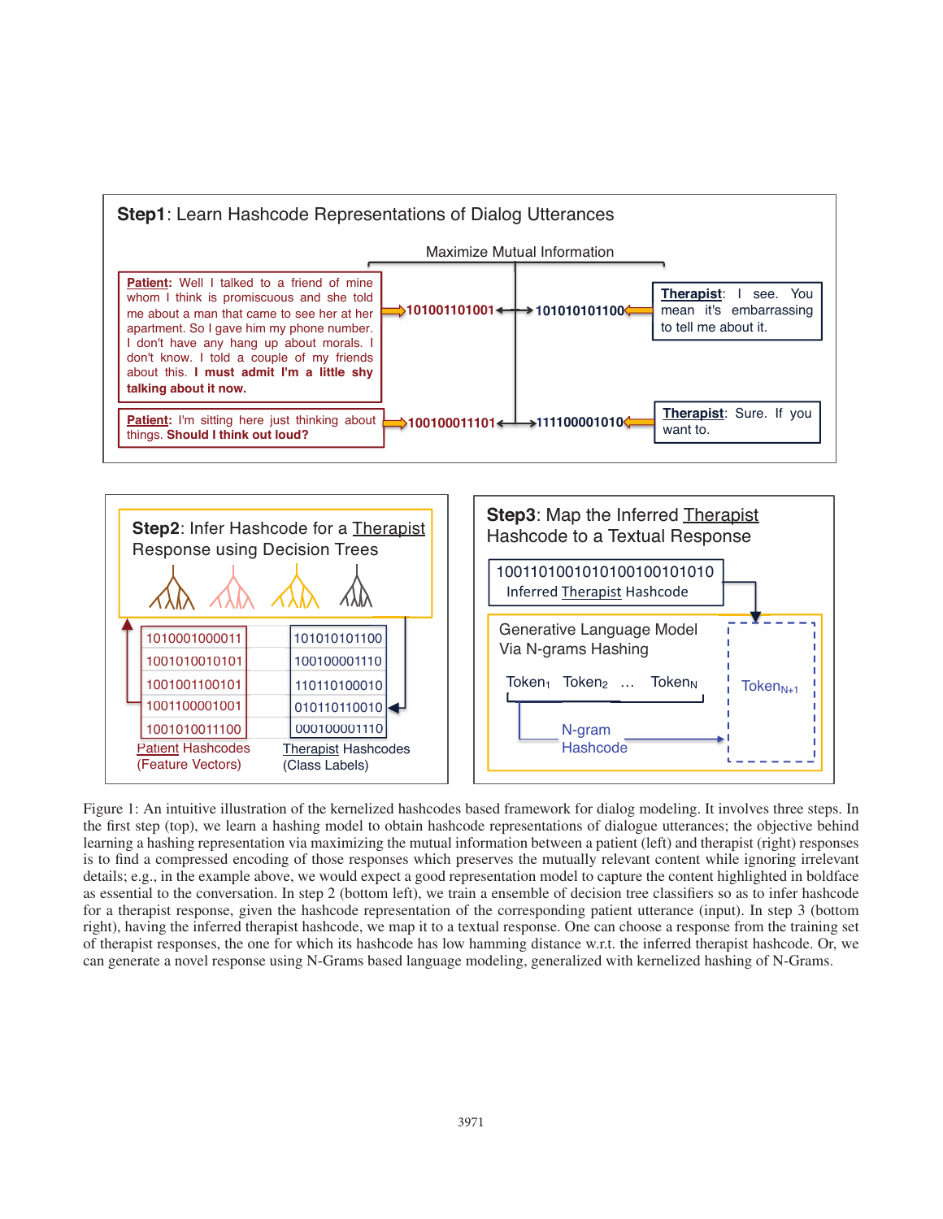**Step1**: Learn Hashcode Representations of Dialog Utterances

Maximize Mutual Information

**Patient:** Well I talked to a friend of mine whom I think is promiscuous and she told me about a man that came to see her at her apartment. So I gave him my phone number. I don't have any hang up about morals. I don't know. I told a couple of my friends about this. **I must admit I'm a little shy talking about it now.** → 101001101001 ↔ 101010101100 ← **Therapist**: I see. You mean it's embarrassing to tell me about it.

**Patient:** I'm sitting here just thinking about things. **Should I think out loud?** → 100100011101 ↔ 111100001010 ← **Therapist**: Sure. If you want to.

**Step2**: Infer Hashcode for a Therapist Response using Decision Trees

| Patient Hashcodes (Feature Vectors) | Therapist Hashcodes (Class Labels) |
|---|---|
| 1010001000011 | 101010101100 |
| 1001010010101 | 100100001110 |
| 1001001100101 | 110110100010 |
| 1001100001001 | 010110110010 |
| 1001010011100 | 000100001110 |

**Step3**: Map the Inferred Therapist Hashcode to a Textual Response

1001101001010100100101010
Inferred Therapist Hashcode

Generative Language Model Via N-grams Hashing

$Token_1$ $Token_2$ … $Token_N$ → N-gram Hashcode → $Token_{N+1}$

Figure 1: An intuitive illustration of the kernelized hashcodes based framework for dialog modeling. It involves three steps. In the first step (top), we learn a hashing model to obtain hashcode representations of dialogue utterances; the objective behind learning a hashing representation via maximizing the mutual information between a patient (left) and therapist (right) responses is to find a compressed encoding of those responses which preserves the mutually relevant content while ignoring irrelevant details; e.g., in the example above, we would expect a good representation model to capture the content highlighted in boldface as essential to the conversation. In step 2 (bottom left), we train a ensemble of decision tree classifiers so as to infer hashcode for a therapist response, given the hashcode representation of the corresponding patient utterance (input). In step 3 (bottom right), having the inferred therapist hashcode, we map it to a textual response. One can choose a response from the training set of therapist responses, the one for which its hashcode has low hamming distance w.r.t. the inferred therapist hashcode. Or, we can generate a novel response using N-Grams based language modeling, generalized with kernelized hashing of N-Grams.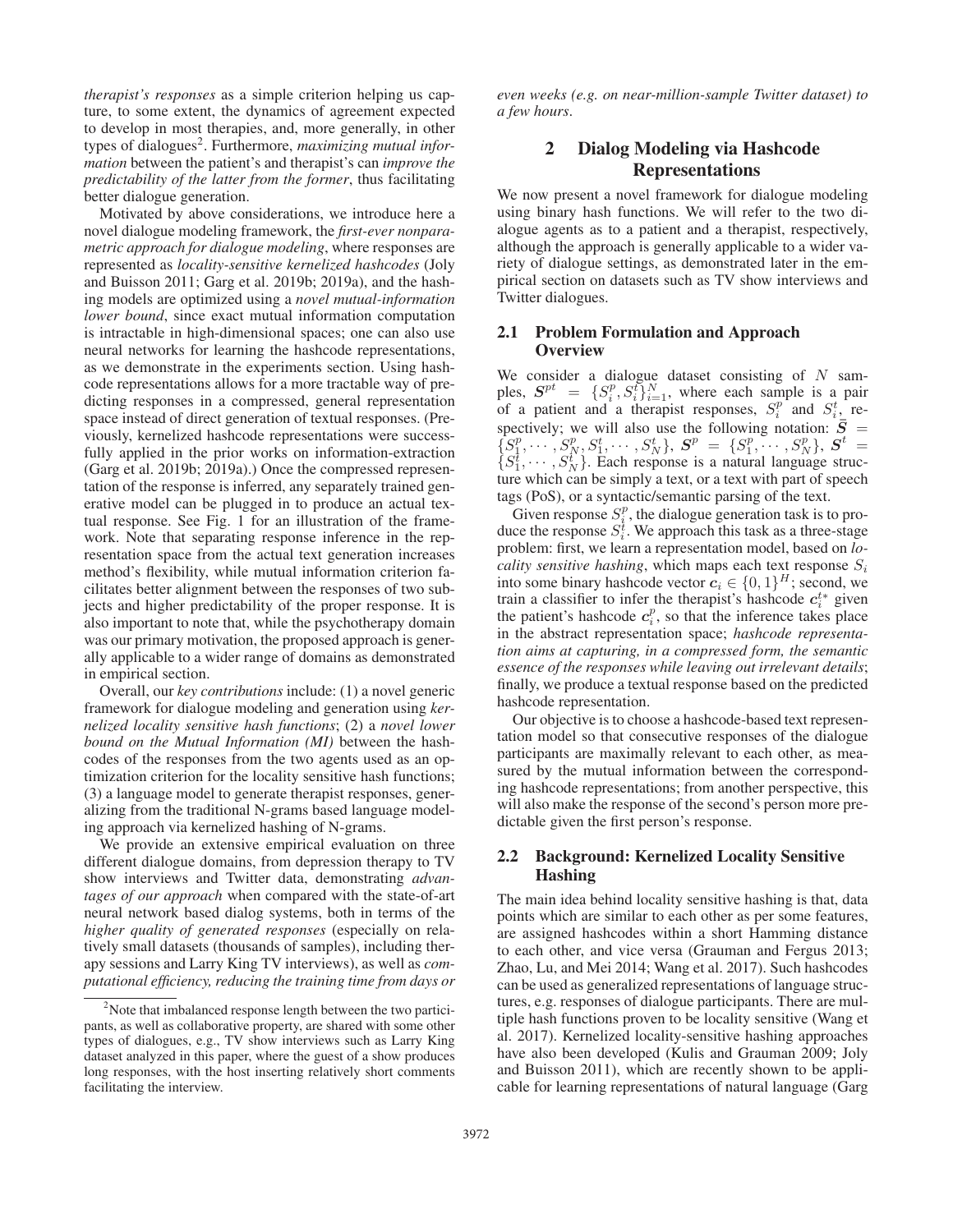*therapist's responses* as a simple criterion helping us capture, to some extent, the dynamics of agreement expected to develop in most therapies, and, more generally, in other types of dialogues[2]. Furthermore, *maximizing mutual information* between the patient's and therapist's can *improve the predictability of the latter from the former*, thus facilitating better dialogue generation.

Motivated by above considerations, we introduce here a novel dialogue modeling framework, the *first-ever nonparametric approach for dialogue modeling*, where responses are represented as *locality-sensitive kernelized hashcodes* (Joly and Buisson 2011; Garg et al. 2019b; 2019a), and the hashing models are optimized using a *novel mutual-information lower bound*, since exact mutual information computation is intractable in high-dimensional spaces; one can also use neural networks for learning the hashcode representations, as we demonstrate in the experiments section. Using hashcode representations allows for a more tractable way of predicting responses in a compressed, general representation space instead of direct generation of textual responses. (Previously, kernelized hashcode representations were successfully applied in the prior works on information-extraction (Garg et al. 2019b; 2019a).) Once the compressed representation of the response is inferred, any separately trained generative model can be plugged in to produce an actual textual response. See Fig. 1 for an illustration of the framework. Note that separating response inference in the representation space from the actual text generation increases method's flexibility, while mutual information criterion facilitates better alignment between the responses of two subjects and higher predictability of the proper response. It is also important to note that, while the psychotherapy domain was our primary motivation, the proposed approach is generally applicable to a wider range of domains as demonstrated in empirical section.

Overall, our *key contributions* include: (1) a novel generic framework for dialogue modeling and generation using *kernelized locality sensitive hash functions*; (2) a *novel lower bound on the Mutual Information (MI)* between the hashcodes of the responses from the two agents used as an optimization criterion for the locality sensitive hash functions; (3) a language model to generate therapist responses, generalizing from the traditional N-grams based language modeling approach via kernelized hashing of N-grams.

We provide an extensive empirical evaluation on three different dialogue domains, from depression therapy to TV show interviews and Twitter data, demonstrating *advantages of our approach* when compared with the state-of-art neural network based dialog systems, both in terms of the *higher quality of generated responses* (especially on relatively small datasets (thousands of samples), including therapy sessions and Larry King TV interviews), as well as *computational efficiency, reducing the training time from days or even weeks (e.g. on near-million-sample Twitter dataset) to a few hours*.

[2]Note that imbalanced response length between the two participants, as well as collaborative property, are shared with some other types of dialogues, e.g., TV show interviews such as Larry King dataset analyzed in this paper, where the guest of a show produces long responses, with the host inserting relatively short comments facilitating the interview.

## 2 Dialog Modeling via Hashcode Representations

We now present a novel framework for dialogue modeling using binary hash functions. We will refer to the two dialogue agents as to a patient and a therapist, respectively, although the approach is generally applicable to a wider variety of dialogue settings, as demonstrated later in the empirical section on datasets such as TV show interviews and Twitter dialogues.

### 2.1 Problem Formulation and Approach Overview

We consider a dialogue dataset consisting of $N$ samples, $\boldsymbol{S}^{pt} = \{S_i^p, S_i^t\}_{i=1}^N$, where each sample is a pair of a patient and a therapist responses, $S_i^p$ and $S_i^t$, respectively; we will also use the following notation: $\bar{\boldsymbol{S}} = \{S_1^p, \cdots, S_N^p, S_1^t, \cdots, S_N^t\}$, $\boldsymbol{S}^p = \{S_1^p, \cdots, S_N^p\}$, $\boldsymbol{S}^t = \{S_1^t, \cdots, S_N^t\}$. Each response is a natural language structure which can be simply a text, or a text with part of speech tags (PoS), or a syntactic/semantic parsing of the text.

Given response $S_i^p$, the dialogue generation task is to produce the response $S_i^t$. We approach this task as a three-stage problem: first, we learn a representation model, based on *locality sensitive hashing*, which maps each text response $S_i$ into some binary hashcode vector $\boldsymbol{c}_i \in \{0, 1\}^H$; second, we train a classifier to infer the therapist's hashcode $\boldsymbol{c}_i^{t*}$ given the patient's hashcode $\boldsymbol{c}_i^p$, so that the inference takes place in the abstract representation space; *hashcode representation aims at capturing, in a compressed form, the semantic essence of the responses while leaving out irrelevant details*; finally, we produce a textual response based on the predicted hashcode representation.

Our objective is to choose a hashcode-based text representation model so that consecutive responses of the dialogue participants are maximally relevant to each other, as measured by the mutual information between the corresponding hashcode representations; from another perspective, this will also make the response of the second's person more predictable given the first person's response.

### 2.2 Background: Kernelized Locality Sensitive Hashing

The main idea behind locality sensitive hashing is that, data points which are similar to each other as per some features, are assigned hashcodes within a short Hamming distance to each other, and vice versa (Grauman and Fergus 2013; Zhao, Lu, and Mei 2014; Wang et al. 2017). Such hashcodes can be used as generalized representations of language structures, e.g. responses of dialogue participants. There are multiple hash functions proven to be locality sensitive (Wang et al. 2017). Kernelized locality-sensitive hashing approaches have also been developed (Kulis and Grauman 2009; Joly and Buisson 2011), which are recently shown to be applicable for learning representations of natural language (Garg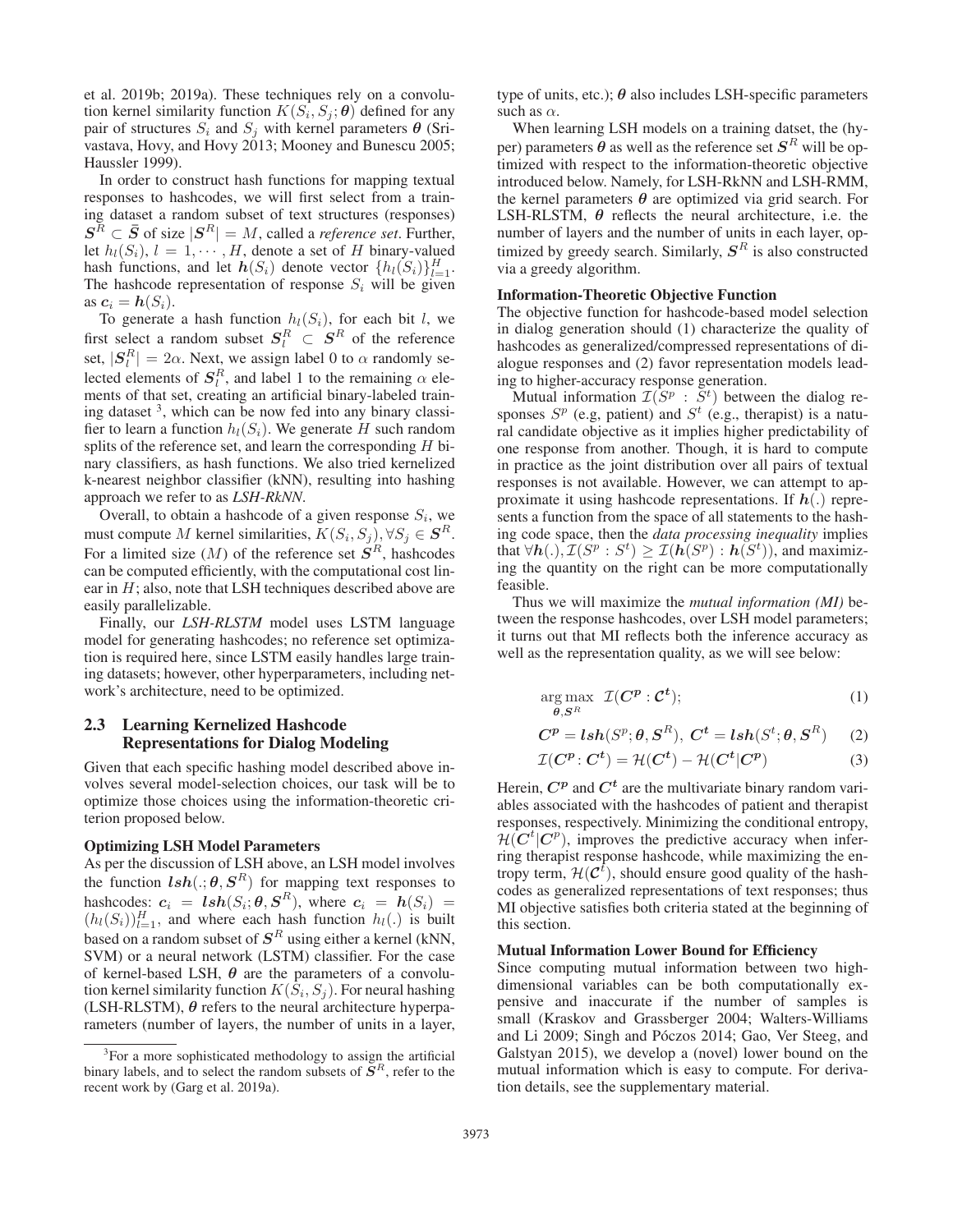et al. 2019b; 2019a). These techniques rely on a convolution kernel similarity function $K(S_i, S_j; \boldsymbol{\theta})$ defined for any pair of structures $S_i$ and $S_j$ with kernel parameters $\boldsymbol{\theta}$ (Srivastava, Hovy, and Hovy 2013; Mooney and Bunescu 2005; Haussler 1999).

In order to construct hash functions for mapping textual responses to hashcodes, we will first select from a training dataset a random subset of text structures (responses) $\boldsymbol{S}^R \subset \bar{\boldsymbol{S}}$ of size $|\boldsymbol{S}^R| = M$, called a *reference set*. Further, let $h_l(S_i)$, $l = 1, \cdots, H$, denote a set of $H$ binary-valued hash functions, and let $\boldsymbol{h}(S_i)$ denote vector $\{h_l(S_i)\}_{l=1}^H$. The hashcode representation of response $S_i$ will be given as $\boldsymbol{c}_i = \boldsymbol{h}(S_i)$.

To generate a hash function $h_l(S_i)$, for each bit $l$, we first select a random subset $\boldsymbol{S}_l^R \subset \boldsymbol{S}^R$ of the reference set, $|\boldsymbol{S}_l^R| = 2\alpha$. Next, we assign label 0 to $\alpha$ randomly selected elements of $\boldsymbol{S}_l^R$, and label 1 to the remaining $\alpha$ elements of that set, creating an artificial binary-labeled training dataset [3], which can be now fed into any binary classifier to learn a function $h_l(S_i)$. We generate $H$ such random splits of the reference set, and learn the corresponding $H$ binary classifiers, as hash functions. We also tried kernelized k-nearest neighbor classifier (kNN), resulting into hashing approach we refer to as *LSH-RkNN*.

Overall, to obtain a hashcode of a given response $S_i$, we must compute $M$ kernel similarities, $K(S_i, S_j), \forall S_j \in \boldsymbol{S}^R$. For a limited size ($M$) of the reference set $\boldsymbol{S}^R$, hashcodes can be computed efficiently, with the computational cost linear in $H$; also, note that LSH techniques described above are easily parallelizable.

Finally, our *LSH-RLSTM* model uses LSTM language model for generating hashcodes; no reference set optimization is required here, since LSTM easily handles large training datasets; however, other hyperparameters, including network's architecture, need to be optimized.

## 2.3 Learning Kernelized Hashcode Representations for Dialog Modeling

Given that each specific hashing model described above involves several model-selection choices, our task will be to optimize those choices using the information-theoretic criterion proposed below.

### Optimizing LSH Model Parameters

As per the discussion of LSH above, an LSH model involves the function $\boldsymbol{lsh}(.; \boldsymbol{\theta}, \boldsymbol{S}^R)$ for mapping text responses to hashcodes: $\boldsymbol{c}_i = \boldsymbol{lsh}(S_i; \boldsymbol{\theta}, \boldsymbol{S}^R)$, where $\boldsymbol{c}_i = \boldsymbol{h}(S_i) = (h_l(S_i))_{l=1}^H$, and where each hash function $h_l(.)$ is built based on a random subset of $\boldsymbol{S}^R$ using either a kernel (kNN, SVM) or a neural network (LSTM) classifier. For the case of kernel-based LSH, $\boldsymbol{\theta}$ are the parameters of a convolution kernel similarity function $K(S_i, S_j)$. For neural hashing (LSH-RLSTM), $\boldsymbol{\theta}$ refers to the neural architecture hyperparameters (number of layers, the number of units in a layer, type of units, etc.); $\boldsymbol{\theta}$ also includes LSH-specific parameters such as $\alpha$.

When learning LSH models on a training datset, the (hyper) parameters $\boldsymbol{\theta}$ as well as the reference set $\boldsymbol{S}^R$ will be optimized with respect to the information-theoretic objective introduced below. Namely, for LSH-RkNN and LSH-RMM, the kernel parameters $\boldsymbol{\theta}$ are optimized via grid search. For LSH-RLSTM, $\boldsymbol{\theta}$ reflects the neural architecture, i.e. the number of layers and the number of units in each layer, optimized by greedy search. Similarly, $\boldsymbol{S}^R$ is also constructed via a greedy algorithm.

### Information-Theoretic Objective Function

The objective function for hashcode-based model selection in dialog generation should (1) characterize the quality of hashcodes as generalized/compressed representations of dialogue responses and (2) favor representation models leading to higher-accuracy response generation.

Mutual information $\mathcal{I}(S^p : S^t)$ between the dialog responses $S^p$ (e.g, patient) and $S^t$ (e.g., therapist) is a natural candidate objective as it implies higher predictability of one response from another. Though, it is hard to compute in practice as the joint distribution over all pairs of textual responses is not available. However, we can attempt to approximate it using hashcode representations. If $\boldsymbol{h}(.)$ represents a function from the space of all statements to the hashing code space, then the *data processing inequality* implies that $\forall \boldsymbol{h}(.), \mathcal{I}(S^p : S^t) \geq \mathcal{I}(\boldsymbol{h}(S^p) : \boldsymbol{h}(S^t))$, and maximizing the quantity on the right can be more computationally feasible.

Thus we will maximize the *mutual information (MI)* between the response hashcodes, over LSH model parameters; it turns out that MI reflects both the inference accuracy as well as the representation quality, as we will see below:

$$\arg\max_{\boldsymbol{\theta}, \boldsymbol{S}^R} \; \mathcal{I}(\boldsymbol{C^p} : \boldsymbol{C^t}); \tag{1}$$

$$\boldsymbol{C^p} = \boldsymbol{lsh}(S^p; \boldsymbol{\theta}, \boldsymbol{S}^R), \; \boldsymbol{C^t} = \boldsymbol{lsh}(S^t; \boldsymbol{\theta}, \boldsymbol{S}^R) \tag{2}$$

$$\mathcal{I}(\boldsymbol{C^p} : \boldsymbol{C^t}) = \mathcal{H}(\boldsymbol{C^t}) - \mathcal{H}(\boldsymbol{C^t} | \boldsymbol{C^p}) \tag{3}$$

Herein, $\boldsymbol{C^p}$ and $\boldsymbol{C^t}$ are the multivariate binary random variables associated with the hashcodes of patient and therapist responses, respectively. Minimizing the conditional entropy, $\mathcal{H}(\boldsymbol{C}^t | \boldsymbol{C}^p)$, improves the predictive accuracy when inferring therapist response hashcode, while maximizing the entropy term, $\mathcal{H}(\boldsymbol{C}^t)$, should ensure good quality of the hashcodes as generalized representations of text responses; thus MI objective satisfies both criteria stated at the beginning of this section.

### Mutual Information Lower Bound for Efficiency

Since computing mutual information between two high-dimensional variables can be both computationally expensive and inaccurate if the number of samples is small (Kraskov and Grassberger 2004; Walters-Williams and Li 2009; Singh and Póczos 2014; Gao, Ver Steeg, and Galstyan 2015), we develop a (novel) lower bound on the mutual information which is easy to compute. For derivation details, see the supplementary material.

[3] For a more sophisticated methodology to assign the artificial binary labels, and to select the random subsets of $\boldsymbol{S}^R$, refer to the recent work by (Garg et al. 2019a).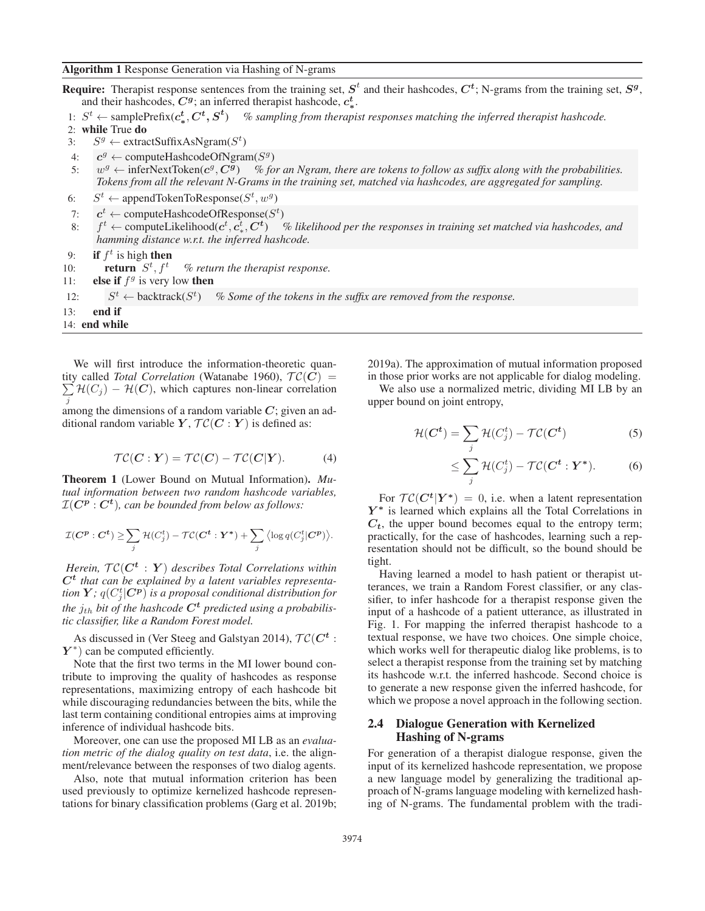**Algorithm 1** Response Generation via Hashing of N-grams

**Require:** Therapist response sentences from the training set, $\boldsymbol{S^t}$ and their hashcodes, $\boldsymbol{C^t}$; N-grams from the training set, $\boldsymbol{S^g}$, and their hashcodes, $\boldsymbol{C^g}$; an inferred therapist hashcode, $\boldsymbol{c^t_*}$.

```
1:  S^t ← samplePrefix(c^t_*, C^t, S^t)   % sampling from therapist responses matching the inferred therapist hashcode.
2:  while True do
3:    S^g ← extractSuffixAsNgram(S^t)
4:    c^g ← computeHashcodeOfNgram(S^g)
5:    w^g ← inferNextToken(c^g, C^g)   % for an Ngram, there are tokens to follow as suffix along with the probabilities.
      Tokens from all the relevant N-Grams in the training set, matched via hashcodes, are aggregated for sampling.
6:    S^t ← appendTokenToResponse(S^t, w^g)
7:    c^t ← computeHashcodeOfResponse(S^t)
8:    f^t ← computeLikelihood(c^t, c^t_*, C^t)   % likelihood per the responses in training set matched via hashcodes, and
      hamming distance w.r.t. the inferred hashcode.
9:    if f^t is high then
10:     return S^t, f^t   % return the therapist response.
11:   else if f^g is very low then
12:     S^t ← backtrack(S^t)   % Some of the tokens in the suffix are removed from the response.
13:   end if
14: end while
```

We will first introduce the information-theoretic quantity called *Total Correlation* (Watanabe 1960), $\mathcal{TC}(\boldsymbol{C}) = \sum_j \mathcal{H}(C_j) - \mathcal{H}(\boldsymbol{C})$, which captures non-linear correlation among the dimensions of a random variable $\boldsymbol{C}$; given an additional random variable $\boldsymbol{Y}$, $\mathcal{TC}(\boldsymbol{C} : \boldsymbol{Y})$ is defined as:

$$\mathcal{TC}(\boldsymbol{C} : \boldsymbol{Y}) = \mathcal{TC}(\boldsymbol{C}) - \mathcal{TC}(\boldsymbol{C}|\boldsymbol{Y}). \tag{4}$$

**Theorem 1** (Lower Bound on Mutual Information)**.** *Mutual information between two random hashcode variables, $\mathcal{I}(\boldsymbol{C^p} : \boldsymbol{C^t})$, can be bounded from below as follows:*

$$\mathcal{I}(\boldsymbol{C^p} : \boldsymbol{C^t}) \geq \sum_j \mathcal{H}(C_j^t) - \mathcal{TC}(\boldsymbol{C^t} : \boldsymbol{Y^*}) + \sum_j \left\langle \log q(C_j^t|\boldsymbol{C^p}) \right\rangle.$$

*Herein, $\mathcal{TC}(\boldsymbol{C^t} : \boldsymbol{Y})$ describes Total Correlations within $\boldsymbol{C^t}$ that can be explained by a latent variables representation $\boldsymbol{Y}$; $q(C_j^t|\boldsymbol{C^p})$ is a proposal conditional distribution for the $j_{th}$ bit of the hashcode $\boldsymbol{C^t}$ predicted using a probabilistic classifier, like a Random Forest model.*

As discussed in (Ver Steeg and Galstyan 2014), $\mathcal{TC}(\boldsymbol{C^t} : \boldsymbol{Y}^*)$ can be computed efficiently.

Note that the first two terms in the MI lower bound contribute to improving the quality of hashcodes as response representations, maximizing entropy of each hashcode bit while discouraging redundancies between the bits, while the last term containing conditional entropies aims at improving inference of individual hashcode bits.

Moreover, one can use the proposed MI LB as an *evaluation metric of the dialog quality on test data*, i.e. the alignment/relevance between the responses of two dialog agents.

Also, note that mutual information criterion has been used previously to optimize kernelized hashcode representations for binary classification problems (Garg et al. 2019b; 2019a). The approximation of mutual information proposed in those prior works are not applicable for dialog modeling.

We also use a normalized metric, dividing MI LB by an upper bound on joint entropy,

$$\mathcal{H}(\boldsymbol{C^t}) = \sum_j \mathcal{H}(C_j^t) - \mathcal{TC}(\boldsymbol{C^t}) \tag{5}$$

$$\leq \sum_j \mathcal{H}(C_j^t) - \mathcal{TC}(\boldsymbol{C^t} : \boldsymbol{Y^*}). \tag{6}$$

For $\mathcal{TC}(\boldsymbol{C^t}|\boldsymbol{Y^*}) = 0$, i.e. when a latent representation $\boldsymbol{Y^*}$ is learned which explains all the Total Correlations in $\boldsymbol{C_t}$, the upper bound becomes equal to the entropy term; practically, for the case of hashcodes, learning such a representation should not be difficult, so the bound should be tight.

Having learned a model to hash patient or therapist utterances, we train a Random Forest classifier, or any classifier, to infer hashcode for a therapist response given the input of a hashcode of a patient utterance, as illustrated in Fig. 1. For mapping the inferred therapist hashcode to a textual response, we have two choices. One simple choice, which works well for therapeutic dialog like problems, is to select a therapist response from the training set by matching its hashcode w.r.t. the inferred hashcode. Second choice is to generate a new response given the inferred hashcode, for which we propose a novel approach in the following section.

## 2.4 Dialogue Generation with Kernelized Hashing of N-grams

For generation of a therapist dialogue response, given the input of its kernelized hashcode representation, we propose a new language model by generalizing the traditional approach of N-grams language modeling with kernelized hashing of N-grams. The fundamental problem with the tradi-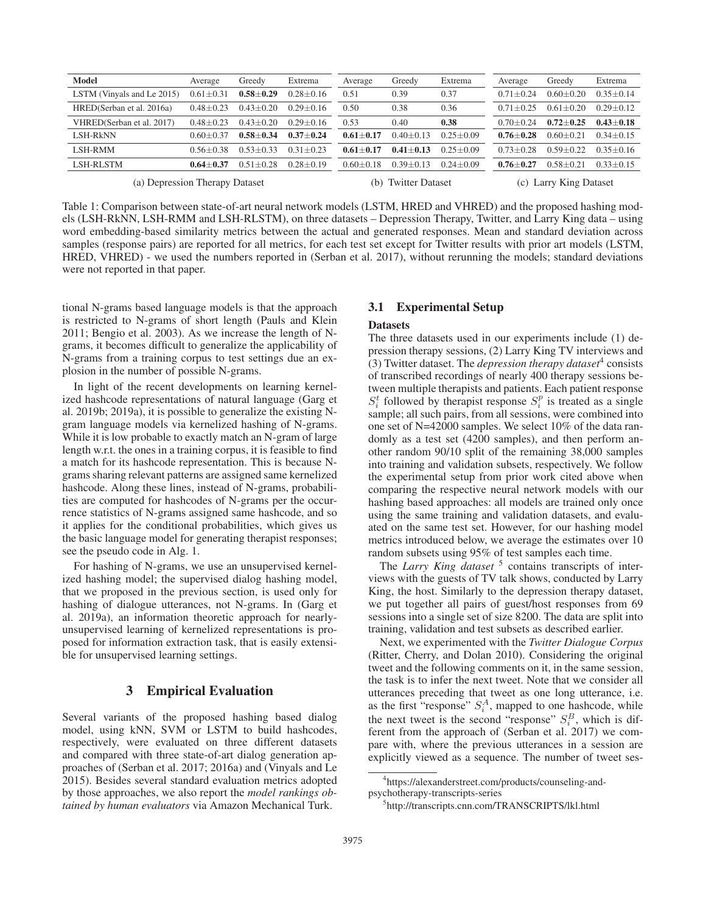| Model | Average | Greedy | Extrema | Average | Greedy | Extrema | Average | Greedy | Extrema |
|---|---|---|---|---|---|---|---|---|---|
| LSTM (Vinyals and Le 2015) | 0.61±0.31 | **0.58±0.29** | 0.28±0.16 | 0.51 | 0.39 | 0.37 | 0.71±0.24 | 0.60±0.20 | 0.35±0.14 |
| HRED(Serban et al. 2016a) | 0.48±0.23 | 0.43±0.20 | 0.29±0.16 | 0.50 | 0.38 | 0.36 | 0.71±0.25 | 0.61±0.20 | 0.29±0.12 |
| VHRED(Serban et al. 2017) | 0.48±0.23 | 0.43±0.20 | 0.29±0.16 | 0.53 | 0.40 | **0.38** | 0.70±0.24 | **0.72±0.25** | **0.43±0.18** |
| LSH-RkNN | 0.60±0.37 | **0.58±0.34** | **0.37±0.24** | **0.61±0.17** | 0.40±0.13 | 0.25±0.09 | **0.76±0.28** | 0.60±0.21 | 0.34±0.15 |
| LSH-RMM | 0.56±0.38 | 0.53±0.33 | 0.31±0.23 | **0.61±0.17** | **0.41±0.13** | 0.25±0.09 | 0.73±0.28 | 0.59±0.22 | 0.35±0.16 |
| LSH-RLSTM | **0.64±0.37** | 0.51±0.28 | 0.28±0.19 | 0.60±0.18 | 0.39±0.13 | 0.24±0.09 | **0.76±0.27** | 0.58±0.21 | 0.33±0.15 |
| | (a) Depression Therapy Dataset | | | (b) Twitter Dataset | | | (c) Larry King Dataset | | |

Table 1: Comparison between state-of-art neural network models (LSTM, HRED and VHRED) and the proposed hashing models (LSH-RkNN, LSH-RMM and LSH-RLSTM), on three datasets – Depression Therapy, Twitter, and Larry King data – using word embedding-based similarity metrics between the actual and generated responses. Mean and standard deviation across samples (response pairs) are reported for all metrics, for each test set except for Twitter results with prior art models (LSTM, HRED, VHRED) - we used the numbers reported in (Serban et al. 2017), without rerunning the models; standard deviations were not reported in that paper.

tional N-grams based language models is that the approach is restricted to N-grams of short length (Pauls and Klein 2011; Bengio et al. 2003). As we increase the length of N-grams, it becomes difficult to generalize the applicability of N-grams from a training corpus to test settings due an explosion in the number of possible N-grams.

In light of the recent developments on learning kernelized hashcode representations of natural language (Garg et al. 2019b; 2019a), it is possible to generalize the existing N-gram language models via kernelized hashing of N-grams. While it is low probable to exactly match an N-gram of large length w.r.t. the ones in a training corpus, it is feasible to find a match for its hashcode representation. This is because N-grams sharing relevant patterns are assigned same kernelized hashcode. Along these lines, instead of N-grams, probabilities are computed for hashcodes of N-grams per the occurrence statistics of N-grams assigned same hashcode, and so it applies for the conditional probabilities, which gives us the basic language model for generating therapist responses; see the pseudo code in Alg. 1.

For hashing of N-grams, we use an unsupervised kernelized hashing model; the supervised dialog hashing model, that we proposed in the previous section, is used only for hashing of dialogue utterances, not N-grams. In (Garg et al. 2019a), an information theoretic approach for nearly-unsupervised learning of kernelized representations is proposed for information extraction task, that is easily extensible for unsupervised learning settings.

## 3 Empirical Evaluation

Several variants of the proposed hashing based dialog model, using kNN, SVM or LSTM to build hashcodes, respectively, were evaluated on three different datasets and compared with three state-of-art dialog generation approaches of (Serban et al. 2017; 2016a) and (Vinyals and Le 2015). Besides several standard evaluation metrics adopted by those approaches, we also report the *model rankings obtained by human evaluators* via Amazon Mechanical Turk.

### 3.1 Experimental Setup

**Datasets**

The three datasets used in our experiments include (1) depression therapy sessions, (2) Larry King TV interviews and (3) Twitter dataset. The *depression therapy dataset*[4] consists of transcribed recordings of nearly 400 therapy sessions between multiple therapists and patients. Each patient response $S_i^t$ followed by therapist response $S_i^p$ is treated as a single sample; all such pairs, from all sessions, were combined into one set of N=42000 samples. We select 10% of the data randomly as a test set (4200 samples), and then perform another random 90/10 split of the remaining 38,000 samples into training and validation subsets, respectively. We follow the experimental setup from prior work cited above when comparing the respective neural network models with our hashing based approaches: all models are trained only once using the same training and validation datasets, and evaluated on the same test set. However, for our hashing model metrics introduced below, we average the estimates over 10 random subsets using 95% of test samples each time.

The *Larry King dataset* [5] contains transcripts of interviews with the guests of TV talk shows, conducted by Larry King, the host. Similarly to the depression therapy dataset, we put together all pairs of guest/host responses from 69 sessions into a single set of size 8200. The data are split into training, validation and test subsets as described earlier.

Next, we experimented with the *Twitter Dialogue Corpus* (Ritter, Cherry, and Dolan 2010). Considering the original tweet and the following comments on it, in the same session, the task is to infer the next tweet. Note that we consider all utterances preceding that tweet as one long utterance, i.e. as the first "response" $S_i^A$, mapped to one hashcode, while the next tweet is the second "response" $S_i^B$, which is different from the approach of (Serban et al. 2017) we compare with, where the previous utterances in a session are explicitly viewed as a sequence. The number of tweet ses-

[4] https://alexanderstreet.com/products/counseling-and-psychotherapy-transcripts-series

[5] http://transcripts.cnn.com/TRANSCRIPTS/lkl.html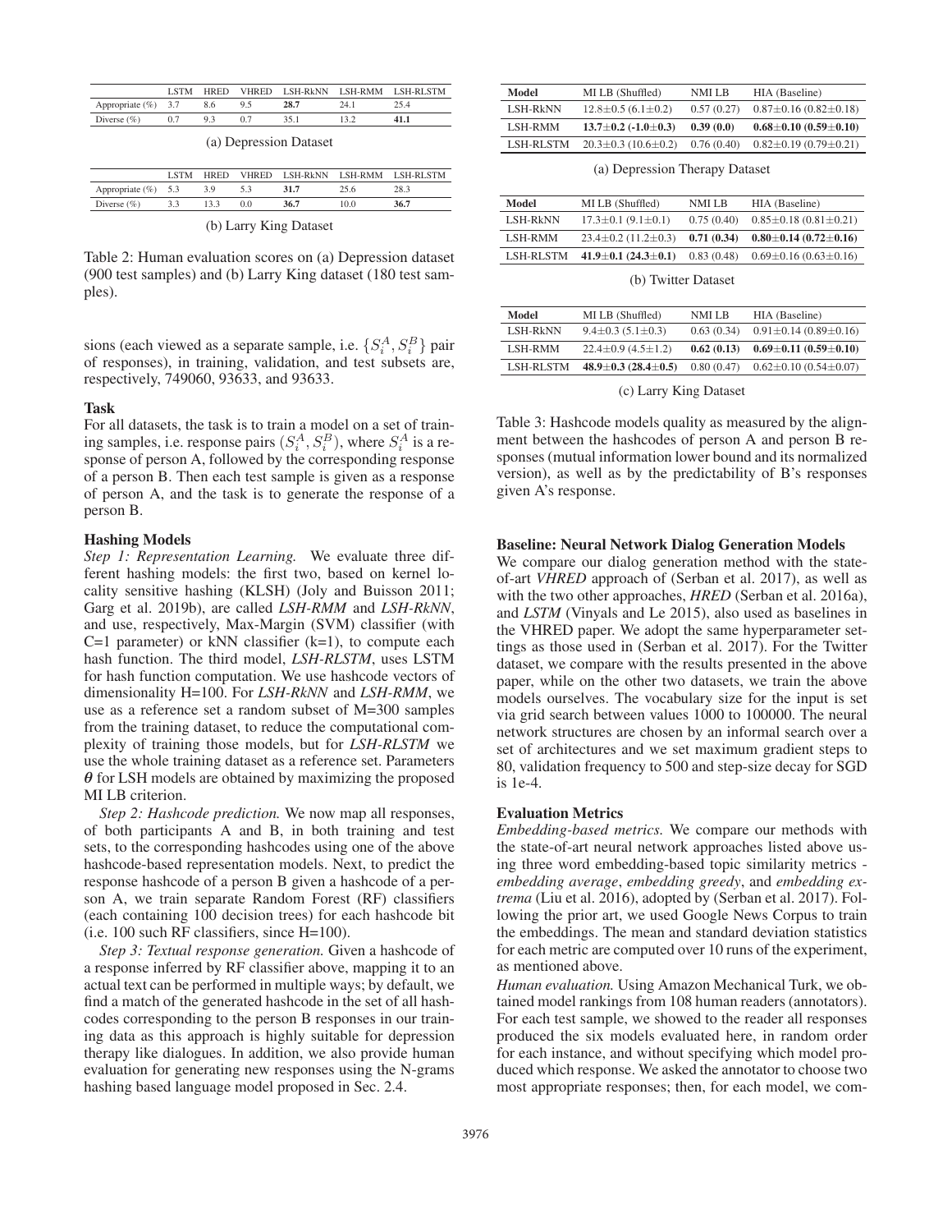|  | LSTM | HRED | VHRED | LSH-RkNN | LSH-RMM | LSH-RLSTM |
|---|---|---|---|---|---|---|
| Appropriate (%) | 3.7 | 8.6 | 9.5 | **28.7** | 24.1 | 25.4 |
| Diverse (%) | 0.7 | 9.3 | 0.7 | 35.1 | 13.2 | **41.1** |

(a) Depression Dataset

|  | LSTM | HRED | VHRED | LSH-RkNN | LSH-RMM | LSH-RLSTM |
|---|---|---|---|---|---|---|
| Appropriate (%) | 5.3 | 3.9 | 5.3 | **31.7** | 25.6 | 28.3 |
| Diverse (%) | 3.3 | 13.3 | 0.0 | **36.7** | 10.0 | **36.7** |

(b) Larry King Dataset

Table 2: Human evaluation scores on (a) Depression dataset (900 test samples) and (b) Larry King dataset (180 test samples).

sions (each viewed as a separate sample, i.e. $\{S_i^A, S_i^B\}$ pair of responses), in training, validation, and test subsets are, respectively, 749060, 93633, and 93633.

### Task

For all datasets, the task is to train a model on a set of training samples, i.e. response pairs $(S_i^A, S_i^B)$, where $S_i^A$ is a response of person A, followed by the corresponding response of a person B. Then each test sample is given as a response of person A, and the task is to generate the response of a person B.

### Hashing Models

*Step 1: Representation Learning.* We evaluate three different hashing models: the first two, based on kernel locality sensitive hashing (KLSH) (Joly and Buisson 2011; Garg et al. 2019b), are called *LSH-RMM* and *LSH-RkNN*, and use, respectively, Max-Margin (SVM) classifier (with C=1 parameter) or kNN classifier (k=1), to compute each hash function. The third model, *LSH-RLSTM*, uses LSTM for hash function computation. We use hashcode vectors of dimensionality H=100. For *LSH-RkNN* and *LSH-RMM*, we use as a reference set a random subset of M=300 samples from the training dataset, to reduce the computational complexity of training those models, but for *LSH-RLSTM* we use the whole training dataset as a reference set. Parameters $\boldsymbol{\theta}$ for LSH models are obtained by maximizing the proposed MI LB criterion.

*Step 2: Hashcode prediction.* We now map all responses, of both participants A and B, in both training and test sets, to the corresponding hashcodes using one of the above hashcode-based representation models. Next, to predict the response hashcode of a person B given a hashcode of a person A, we train separate Random Forest (RF) classifiers (each containing 100 decision trees) for each hashcode bit (i.e. 100 such RF classifiers, since H=100).

*Step 3: Textual response generation.* Given a hashcode of a response inferred by RF classifier above, mapping it to an actual text can be performed in multiple ways; by default, we find a match of the generated hashcode in the set of all hashcodes corresponding to the person B responses in our training data as this approach is highly suitable for depression therapy like dialogues. In addition, we also provide human evaluation for generating new responses using the N-grams hashing based language model proposed in Sec. 2.4.

| Model | MI LB (Shuffled) | NMI LB | HIA (Baseline) |
|---|---|---|---|
| LSH-RkNN | 12.8±0.5 (6.1±0.2) | 0.57 (0.27) | 0.87±0.16 (0.82±0.18) |
| LSH-RMM | **13.7±0.2 (-1.0±0.3)** | **0.39 (0.0)** | **0.68±0.10 (0.59±0.10)** |
| LSH-RLSTM | 20.3±0.3 (10.6±0.2) | 0.76 (0.40) | 0.82±0.19 (0.79±0.21) |

(a) Depression Therapy Dataset

| Model | MI LB (Shuffled) | NMI LB | HIA (Baseline) |
|---|---|---|---|
| LSH-RkNN | 17.3±0.1 (9.1±0.1) | 0.75 (0.40) | 0.85±0.18 (0.81±0.21) |
| LSH-RMM | 23.4±0.2 (11.2±0.3) | **0.71 (0.34)** | **0.80±0.14 (0.72±0.16)** |
| LSH-RLSTM | **41.9±0.1 (24.3±0.1)** | 0.83 (0.48) | 0.69±0.16 (0.63±0.16) |

(b) Twitter Dataset

| Model | MI LB (Shuffled) | NMI LB | HIA (Baseline) |
|---|---|---|---|
| LSH-RkNN | 9.4±0.3 (5.1±0.3) | 0.63 (0.34) | 0.91±0.14 (0.89±0.16) |
| LSH-RMM | 22.4±0.9 (4.5±1.2) | **0.62 (0.13)** | **0.69±0.11 (0.59±0.10)** |
| LSH-RLSTM | **48.9±0.3 (28.4±0.5)** | 0.80 (0.47) | 0.62±0.10 (0.54±0.07) |

(c) Larry King Dataset

Table 3: Hashcode models quality as measured by the alignment between the hashcodes of person A and person B responses (mutual information lower bound and its normalized version), as well as by the predictability of B's responses given A's response.

### Baseline: Neural Network Dialog Generation Models

We compare our dialog generation method with the state-of-art *VHRED* approach of (Serban et al. 2017), as well as with the two other approaches, *HRED* (Serban et al. 2016a), and *LSTM* (Vinyals and Le 2015), also used as baselines in the VHRED paper. We adopt the same hyperparameter settings as those used in (Serban et al. 2017). For the Twitter dataset, we compare with the results presented in the above paper, while on the other two datasets, we train the above models ourselves. The vocabulary size for the input is set via grid search between values 1000 to 100000. The neural network structures are chosen by an informal search over a set of architectures and we set maximum gradient steps to 80, validation frequency to 500 and step-size decay for SGD is 1e-4.

### Evaluation Metrics

*Embedding-based metrics.* We compare our methods with the state-of-art neural network approaches listed above using three word embedding-based topic similarity metrics - *embedding average*, *embedding greedy*, and *embedding extrema* (Liu et al. 2016), adopted by (Serban et al. 2017). Following the prior art, we used Google News Corpus to train the embeddings. The mean and standard deviation statistics for each metric are computed over 10 runs of the experiment, as mentioned above.

*Human evaluation.* Using Amazon Mechanical Turk, we obtained model rankings from 108 human readers (annotators). For each test sample, we showed to the reader all responses produced the six models evaluated here, in random order for each instance, and without specifying which model produced which response. We asked the annotator to choose two most appropriate responses; then, for each model, we com-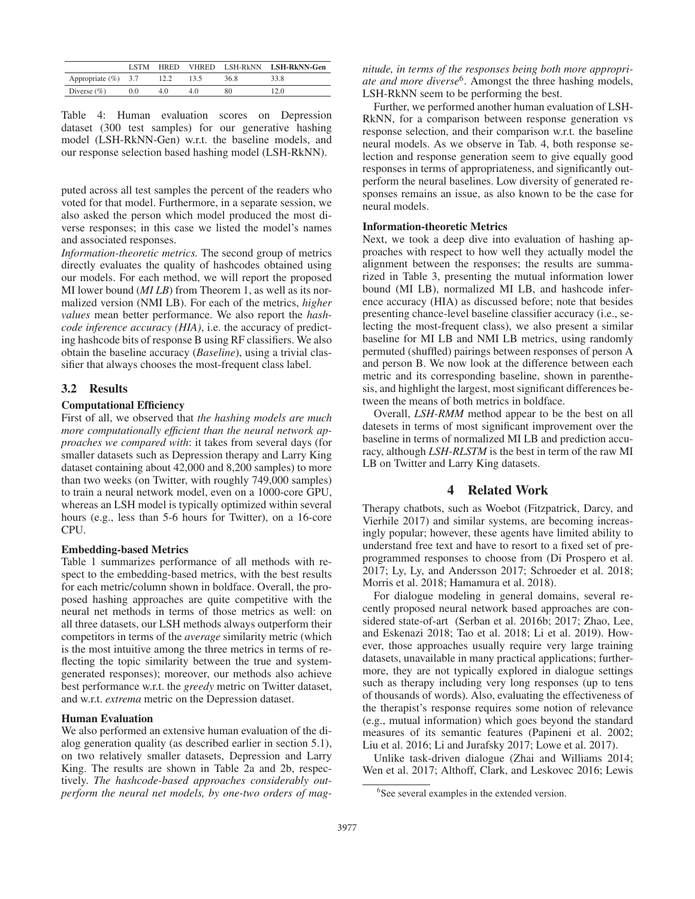|  | LSTM | HRED | VHRED | LSH-RkNN | **LSH-RkNN-Gen** |
|---|---|---|---|---|---|
| Appropriate (%) | 3.7 | 12.2 | 13.5 | 36.8 | 33.8 |
| Diverse (%) | 0.0 | 4.0 | 4.0 | 80 | 12.0 |

Table 4: Human evaluation scores on Depression dataset (300 test samples) for our generative hashing model (LSH-RkNN-Gen) w.r.t. the baseline models, and our response selection based hashing model (LSH-RkNN).

puted across all test samples the percent of the readers who voted for that model. Furthermore, in a separate session, we also asked the person which model produced the most diverse responses; in this case we listed the model's names and associated responses.

*Information-theoretic metrics.* The second group of metrics directly evaluates the quality of hashcodes obtained using our models. For each method, we will report the proposed MI lower bound (*MI LB*) from Theorem 1, as well as its normalized version (NMI LB). For each of the metrics, *higher values* mean better performance. We also report the *hashcode inference accuracy (HIA)*, i.e. the accuracy of predicting hashcode bits of response B using RF classifiers. We also obtain the baseline accuracy (*Baseline*), using a trivial classifier that always chooses the most-frequent class label.

## 3.2 Results

**Computational Efficiency**

First of all, we observed that *the hashing models are much more computationally efficient than the neural network approaches we compared with*: it takes from several days (for smaller datasets such as Depression therapy and Larry King dataset containing about 42,000 and 8,200 samples) to more than two weeks (on Twitter, with roughly 749,000 samples) to train a neural network model, even on a 1000-core GPU, whereas an LSH model is typically optimized within several hours (e.g., less than 5-6 hours for Twitter), on a 16-core CPU.

**Embedding-based Metrics**

Table 1 summarizes performance of all methods with respect to the embedding-based metrics, with the best results for each metric/column shown in boldface. Overall, the proposed hashing approaches are quite competitive with the neural net methods in terms of those metrics as well: on all three datasets, our LSH methods always outperform their competitors in terms of the *average* similarity metric (which is the most intuitive among the three metrics in terms of reflecting the topic similarity between the true and system-generated responses); moreover, our methods also achieve best performance w.r.t. the *greedy* metric on Twitter dataset, and w.r.t. *extrema* metric on the Depression dataset.

**Human Evaluation**

We also performed an extensive human evaluation of the dialog generation quality (as described earlier in section 5.1), on two relatively smaller datasets, Depression and Larry King. The results are shown in Table 2a and 2b, respectively. *The hashcode-based approaches considerably outperform the neural net models, by one-two orders of magnitude, in terms of the responses being both more appropriate and more diverse*[6]. Amongst the three hashing models, LSH-RkNN seem to be performing the best.

Further, we performed another human evaluation of LSH-RkNN, for a comparison between response generation vs response selection, and their comparison w.r.t. the baseline neural models. As we observe in Tab. 4, both response selection and response generation seem to give equally good responses in terms of appropriateness, and significantly outperform the neural baselines. Low diversity of generated responses remains an issue, as also known to be the case for neural models.

**Information-theoretic Metrics**

Next, we took a deep dive into evaluation of hashing approaches with respect to how well they actually model the alignment between the responses; the results are summarized in Table 3, presenting the mutual information lower bound (MI LB), normalized MI LB, and hashcode inference accuracy (HIA) as discussed before; note that besides presenting chance-level baseline classifier accuracy (i.e., selecting the most-frequent class), we also present a similar baseline for MI LB and NMI LB metrics, using randomly permuted (shuffled) pairings between responses of person A and person B. We now look at the difference between each metric and its corresponding baseline, shown in parenthesis, and highlight the largest, most significant differences between the means of both metrics in boldface.

Overall, *LSH-RMM* method appear to be the best on all datesets in terms of most significant improvement over the baseline in terms of normalized MI LB and prediction accuracy, although *LSH-RLSTM* is the best in term of the raw MI LB on Twitter and Larry King datasets.

# 4 Related Work

Therapy chatbots, such as Woebot (Fitzpatrick, Darcy, and Vierhile 2017) and similar systems, are becoming increasingly popular; however, these agents have limited ability to understand free text and have to resort to a fixed set of preprogrammed responses to choose from (Di Prospero et al. 2017; Ly, Ly, and Andersson 2017; Schroeder et al. 2018; Morris et al. 2018; Hamamura et al. 2018).

For dialogue modeling in general domains, several recently proposed neural network based approaches are considered state-of-art (Serban et al. 2016b; 2017; Zhao, Lee, and Eskenazi 2018; Tao et al. 2018; Li et al. 2019). However, those approaches usually require very large training datasets, unavailable in many practical applications; furthermore, they are not typically explored in dialogue settings such as therapy including very long responses (up to tens of thousands of words). Also, evaluating the effectiveness of the therapist's response requires some notion of relevance (e.g., mutual information) which goes beyond the standard measures of its semantic features (Papineni et al. 2002; Liu et al. 2016; Li and Jurafsky 2017; Lowe et al. 2017).

Unlike task-driven dialogue (Zhai and Williams 2014; Wen et al. 2017; Althoff, Clark, and Leskovec 2016; Lewis

[6] See several examples in the extended version.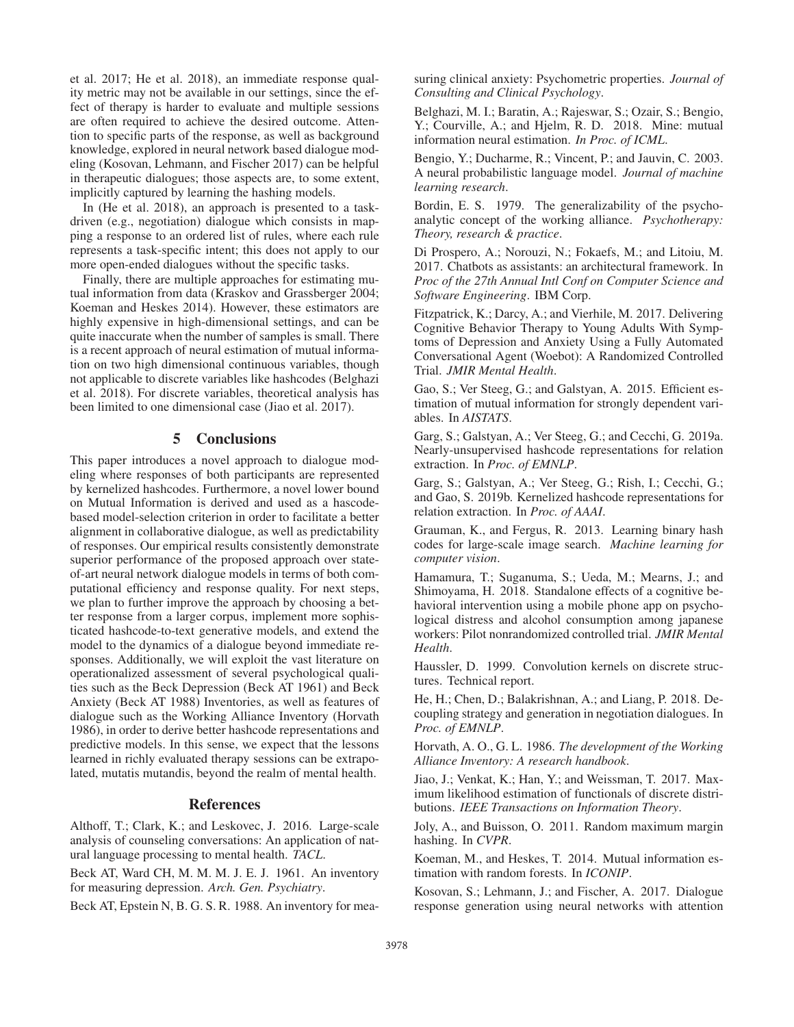et al. 2017; He et al. 2018), an immediate response quality metric may not be available in our settings, since the effect of therapy is harder to evaluate and multiple sessions are often required to achieve the desired outcome. Attention to specific parts of the response, as well as background knowledge, explored in neural network based dialogue modeling (Kosovan, Lehmann, and Fischer 2017) can be helpful in therapeutic dialogues; those aspects are, to some extent, implicitly captured by learning the hashing models.

In (He et al. 2018), an approach is presented to a task-driven (e.g., negotiation) dialogue which consists in mapping a response to an ordered list of rules, where each rule represents a task-specific intent; this does not apply to our more open-ended dialogues without the specific tasks.

Finally, there are multiple approaches for estimating mutual information from data (Kraskov and Grassberger 2004; Koeman and Heskes 2014). However, these estimators are highly expensive in high-dimensional settings, and can be quite inaccurate when the number of samples is small. There is a recent approach of neural estimation of mutual information on two high dimensional continuous variables, though not applicable to discrete variables like hashcodes (Belghazi et al. 2018). For discrete variables, theoretical analysis has been limited to one dimensional case (Jiao et al. 2017).

## 5 Conclusions

This paper introduces a novel approach to dialogue modeling where responses of both participants are represented by kernelized hashcodes. Furthermore, a novel lower bound on Mutual Information is derived and used as a hascode-based model-selection criterion in order to facilitate a better alignment in collaborative dialogue, as well as predictability of responses. Our empirical results consistently demonstrate superior performance of the proposed approach over state-of-art neural network dialogue models in terms of both computational efficiency and response quality. For next steps, we plan to further improve the approach by choosing a better response from a larger corpus, implement more sophisticated hashcode-to-text generative models, and extend the model to the dynamics of a dialogue beyond immediate responses. Additionally, we will exploit the vast literature on operationalized assessment of several psychological qualities such as the Beck Depression (Beck AT 1961) and Beck Anxiety (Beck AT 1988) Inventories, as well as features of dialogue such as the Working Alliance Inventory (Horvath 1986), in order to derive better hashcode representations and predictive models. In this sense, we expect that the lessons learned in richly evaluated therapy sessions can be extrapolated, mutatis mutandis, beyond the realm of mental health.

## References

Althoff, T.; Clark, K.; and Leskovec, J. 2016. Large-scale analysis of counseling conversations: An application of natural language processing to mental health. *TACL*.

Beck AT, Ward CH, M. M. M. J. E. J. 1961. An inventory for measuring depression. *Arch. Gen. Psychiatry*.

Beck AT, Epstein N, B. G. S. R. 1988. An inventory for measuring clinical anxiety: Psychometric properties. *Journal of Consulting and Clinical Psychology*.

Belghazi, M. I.; Baratin, A.; Rajeswar, S.; Ozair, S.; Bengio, Y.; Courville, A.; and Hjelm, R. D. 2018. Mine: mutual information neural estimation. *In Proc. of ICML*.

Bengio, Y.; Ducharme, R.; Vincent, P.; and Jauvin, C. 2003. A neural probabilistic language model. *Journal of machine learning research*.

Bordin, E. S. 1979. The generalizability of the psychoanalytic concept of the working alliance. *Psychotherapy: Theory, research & practice*.

Di Prospero, A.; Norouzi, N.; Fokaefs, M.; and Litoiu, M. 2017. Chatbots as assistants: an architectural framework. In *Proc of the 27th Annual Intl Conf on Computer Science and Software Engineering*. IBM Corp.

Fitzpatrick, K.; Darcy, A.; and Vierhile, M. 2017. Delivering Cognitive Behavior Therapy to Young Adults With Symptoms of Depression and Anxiety Using a Fully Automated Conversational Agent (Woebot): A Randomized Controlled Trial. *JMIR Mental Health*.

Gao, S.; Ver Steeg, G.; and Galstyan, A. 2015. Efficient estimation of mutual information for strongly dependent variables. In *AISTATS*.

Garg, S.; Galstyan, A.; Ver Steeg, G.; and Cecchi, G. 2019a. Nearly-unsupervised hashcode representations for relation extraction. In *Proc. of EMNLP*.

Garg, S.; Galstyan, A.; Ver Steeg, G.; Rish, I.; Cecchi, G.; and Gao, S. 2019b. Kernelized hashcode representations for relation extraction. In *Proc. of AAAI*.

Grauman, K., and Fergus, R. 2013. Learning binary hash codes for large-scale image search. *Machine learning for computer vision*.

Hamamura, T.; Suganuma, S.; Ueda, M.; Mearns, J.; and Shimoyama, H. 2018. Standalone effects of a cognitive behavioral intervention using a mobile phone app on psychological distress and alcohol consumption among japanese workers: Pilot nonrandomized controlled trial. *JMIR Mental Health*.

Haussler, D. 1999. Convolution kernels on discrete structures. Technical report.

He, H.; Chen, D.; Balakrishnan, A.; and Liang, P. 2018. Decoupling strategy and generation in negotiation dialogues. In *Proc. of EMNLP*.

Horvath, A. O., G. L. 1986. *The development of the Working Alliance Inventory: A research handbook*.

Jiao, J.; Venkat, K.; Han, Y.; and Weissman, T. 2017. Maximum likelihood estimation of functionals of discrete distributions. *IEEE Transactions on Information Theory*.

Joly, A., and Buisson, O. 2011. Random maximum margin hashing. In *CVPR*.

Koeman, M., and Heskes, T. 2014. Mutual information estimation with random forests. In *ICONIP*.

Kosovan, S.; Lehmann, J.; and Fischer, A. 2017. Dialogue response generation using neural networks with attention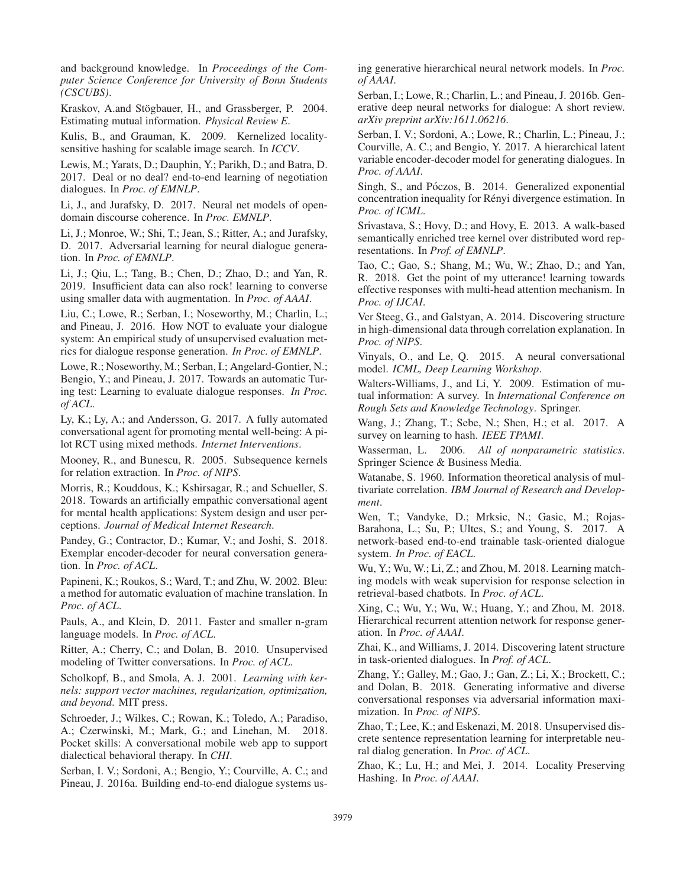and background knowledge. In *Proceedings of the Computer Science Conference for University of Bonn Students (CSCUBS)*.

Kraskov, A.and Stögbauer, H., and Grassberger, P. 2004. Estimating mutual information. *Physical Review E*.

Kulis, B., and Grauman, K. 2009. Kernelized locality-sensitive hashing for scalable image search. In *ICCV*.

Lewis, M.; Yarats, D.; Dauphin, Y.; Parikh, D.; and Batra, D. 2017. Deal or no deal? end-to-end learning of negotiation dialogues. In *Proc. of EMNLP*.

Li, J., and Jurafsky, D. 2017. Neural net models of open-domain discourse coherence. In *Proc. EMNLP*.

Li, J.; Monroe, W.; Shi, T.; Jean, S.; Ritter, A.; and Jurafsky, D. 2017. Adversarial learning for neural dialogue generation. In *Proc. of EMNLP*.

Li, J.; Qiu, L.; Tang, B.; Chen, D.; Zhao, D.; and Yan, R. 2019. Insufficient data can also rock! learning to converse using smaller data with augmentation. In *Proc. of AAAI*.

Liu, C.; Lowe, R.; Serban, I.; Noseworthy, M.; Charlin, L.; and Pineau, J. 2016. How NOT to evaluate your dialogue system: An empirical study of unsupervised evaluation metrics for dialogue response generation. *In Proc. of EMNLP*.

Lowe, R.; Noseworthy, M.; Serban, I.; Angelard-Gontier, N.; Bengio, Y.; and Pineau, J. 2017. Towards an automatic Turing test: Learning to evaluate dialogue responses. *In Proc. of ACL*.

Ly, K.; Ly, A.; and Andersson, G. 2017. A fully automated conversational agent for promoting mental well-being: A pilot RCT using mixed methods. *Internet Interventions*.

Mooney, R., and Bunescu, R. 2005. Subsequence kernels for relation extraction. In *Proc. of NIPS*.

Morris, R.; Kouddous, K.; Kshirsagar, R.; and Schueller, S. 2018. Towards an artificially empathic conversational agent for mental health applications: System design and user perceptions. *Journal of Medical Internet Research*.

Pandey, G.; Contractor, D.; Kumar, V.; and Joshi, S. 2018. Exemplar encoder-decoder for neural conversation generation. In *Proc. of ACL*.

Papineni, K.; Roukos, S.; Ward, T.; and Zhu, W. 2002. Bleu: a method for automatic evaluation of machine translation. In *Proc. of ACL*.

Pauls, A., and Klein, D. 2011. Faster and smaller n-gram language models. In *Proc. of ACL*.

Ritter, A.; Cherry, C.; and Dolan, B. 2010. Unsupervised modeling of Twitter conversations. In *Proc. of ACL*.

Scholkopf, B., and Smola, A. J. 2001. *Learning with kernels: support vector machines, regularization, optimization, and beyond*. MIT press.

Schroeder, J.; Wilkes, C.; Rowan, K.; Toledo, A.; Paradiso, A.; Czerwinski, M.; Mark, G.; and Linehan, M. 2018. Pocket skills: A conversational mobile web app to support dialectical behavioral therapy. In *CHI*.

Serban, I. V.; Sordoni, A.; Bengio, Y.; Courville, A. C.; and Pineau, J. 2016a. Building end-to-end dialogue systems using generative hierarchical neural network models. In *Proc. of AAAI*.

Serban, I.; Lowe, R.; Charlin, L.; and Pineau, J. 2016b. Generative deep neural networks for dialogue: A short review. *arXiv preprint arXiv:1611.06216*.

Serban, I. V.; Sordoni, A.; Lowe, R.; Charlin, L.; Pineau, J.; Courville, A. C.; and Bengio, Y. 2017. A hierarchical latent variable encoder-decoder model for generating dialogues. In *Proc. of AAAI*.

Singh, S., and Póczos, B. 2014. Generalized exponential concentration inequality for Rényi divergence estimation. In *Proc. of ICML*.

Srivastava, S.; Hovy, D.; and Hovy, E. 2013. A walk-based semantically enriched tree kernel over distributed word representations. In *Prof. of EMNLP*.

Tao, C.; Gao, S.; Shang, M.; Wu, W.; Zhao, D.; and Yan, R. 2018. Get the point of my utterance! learning towards effective responses with multi-head attention mechanism. In *Proc. of IJCAI*.

Ver Steeg, G., and Galstyan, A. 2014. Discovering structure in high-dimensional data through correlation explanation. In *Proc. of NIPS*.

Vinyals, O., and Le, Q. 2015. A neural conversational model. *ICML, Deep Learning Workshop*.

Walters-Williams, J., and Li, Y. 2009. Estimation of mutual information: A survey. In *International Conference on Rough Sets and Knowledge Technology*. Springer.

Wang, J.; Zhang, T.; Sebe, N.; Shen, H.; et al. 2017. A survey on learning to hash. *IEEE TPAMI*.

Wasserman, L. 2006. *All of nonparametric statistics*. Springer Science & Business Media.

Watanabe, S. 1960. Information theoretical analysis of multivariate correlation. *IBM Journal of Research and Development*.

Wen, T.; Vandyke, D.; Mrksic, N.; Gasic, M.; Rojas-Barahona, L.; Su, P.; Ultes, S.; and Young, S. 2017. A network-based end-to-end trainable task-oriented dialogue system. *In Proc. of EACL*.

Wu, Y.; Wu, W.; Li, Z.; and Zhou, M. 2018. Learning matching models with weak supervision for response selection in retrieval-based chatbots. In *Proc. of ACL*.

Xing, C.; Wu, Y.; Wu, W.; Huang, Y.; and Zhou, M. 2018. Hierarchical recurrent attention network for response generation. In *Proc. of AAAI*.

Zhai, K., and Williams, J. 2014. Discovering latent structure in task-oriented dialogues. In *Prof. of ACL*.

Zhang, Y.; Galley, M.; Gao, J.; Gan, Z.; Li, X.; Brockett, C.; and Dolan, B. 2018. Generating informative and diverse conversational responses via adversarial information maximization. In *Proc. of NIPS*.

Zhao, T.; Lee, K.; and Eskenazi, M. 2018. Unsupervised discrete sentence representation learning for interpretable neural dialog generation. In *Proc. of ACL*.

Zhao, K.; Lu, H.; and Mei, J. 2014. Locality Preserving Hashing. In *Proc. of AAAI*.